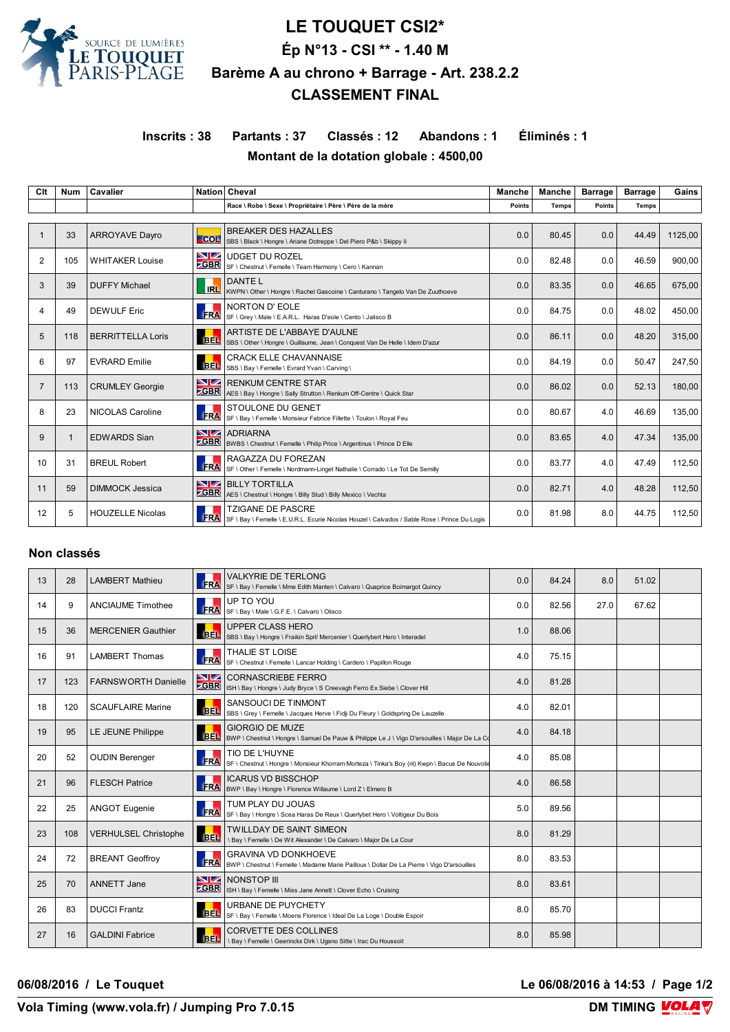# LE TOUQUET CSI2*

## Ép N°13 - CSI ** - 1.40 M

## Barème A au chrono + Barrage - Art. 238.2.2

## CLASSEMENT FINAL

**Inscrits : 38 Partants : 37 Classés : 12 Abandons : 1 Éliminés : 1**

**Montant de la dotation globale : 4500,00**

| Clt | Num | Cavalier | Nation | Cheval<br>Race \ Robe \ Sexe \ Propriétaire \ Père \ Père de la mère | Manche<br>Points | Manche<br>Temps | Barrage<br>Points | Barrage<br>Temps | Gains |
|---|---|---|---|---|---|---|---|---|---|
| 1 | 33 | ARROYAVE Dayro | COL | BREAKER DES HAZALLES<br>SBS \ Black \ Hongre \ Ariane Dotreppe \ Del Piero P&b \ Skippy Ii | 0.0 | 80.45 | 0.0 | 44.49 | 1125,00 |
| 2 | 105 | WHITAKER Louise | GBR | UDGET DU ROZEL<br>SF \ Chestnut \ Femelle \ Team Harmony \ Cero \ Kannan | 0.0 | 82.48 | 0.0 | 46.59 | 900,00 |
| 3 | 39 | DUFFY Michael | IRL | DANTE L<br>KWPN \ Other \ Hongre \ Rachel Gascoine \ Canturano \ Tangelo Van De Zuuthoeve | 0.0 | 83.35 | 0.0 | 46.65 | 675,00 |
| 4 | 49 | DEWULF Eric | FRA | NORTON D' EOLE<br>SF \ Grey \ Male \ E.A.R.L. Haras D'eole \ Cento \ Jalisco B | 0.0 | 84.75 | 0.0 | 48.02 | 450,00 |
| 5 | 118 | BERRITTELLA Loris | BEL | ARTISTE DE L'ABBAYE D'AULNE<br>SBS \ Other \ Hongre \ Guillaume, Jean \ Conquest Van De Helle \ Idem D'azur | 0.0 | 86.11 | 0.0 | 48.20 | 315,00 |
| 6 | 97 | EVRARD Emilie | BEL | CRACK ELLE CHAVANNAISE<br>SBS \ Bay \ Femelle \ Evrard Yvan \ Carving \ | 0.0 | 84.19 | 0.0 | 50.47 | 247,50 |
| 7 | 113 | CRUMLEY Georgie | GBR | RENKUM CENTRE STAR<br>AES \ Bay \ Hongre \ Sally Strutton \ Renkum Off-Centre \ Quick Star | 0.0 | 86.02 | 0.0 | 52.13 | 180,00 |
| 8 | 23 | NICOLAS Caroline | FRA | STOULONE DU GENET<br>SF \ Bay \ Femelle \ Monsieur Fabrice Fillette \ Toulon \ Royal Feu | 0.0 | 80.67 | 4.0 | 46.69 | 135,00 |
| 9 | 1 | EDWARDS Sian | GBR | ADRIARNA<br>BWBS \ Chestnut \ Femelle \ Philip Price \ Argentinus \ Prince D Elle | 0.0 | 83.65 | 4.0 | 47.34 | 135,00 |
| 10 | 31 | BREUL Robert | FRA | RAGAZZA DU FOREZAN<br>SF \ Other \ Femelle \ Nordmann-Linget Nathalie \ Corrado \ Le Tot De Semilly | 0.0 | 83.77 | 4.0 | 47.49 | 112,50 |
| 11 | 59 | DIMMOCK Jessica | GBR | BILLY TORTILLA<br>AES \ Chestnut \ Hongre \ Billy Stud \ Billy Mexico \ Vechta | 0.0 | 82.71 | 4.0 | 48.28 | 112,50 |
| 12 | 5 | HOUZELLE Nicolas | FRA | TZIGANE DE PASCRE<br>SF \ Bay \ Femelle \ E.U.R.L. Ecurie Nicolas Houzel \ Calvados \ Sable Rose \ Prince Du Logis | 0.0 | 81.98 | 8.0 | 44.75 | 112,50 |

## Non classés

| Clt | Num | Cavalier | Nation | Cheval | Manche Points | Manche Temps | Barrage Points | Barrage Temps | Gains |
|---|---|---|---|---|---|---|---|---|---|
| 13 | 28 | LAMBERT Mathieu | FRA | VALKYRIE DE TERLONG<br>SF \ Bay \ Femelle \ Mme Edith Manten \ Calvaro \ Quaprice Boimargot Quincy | 0.0 | 84.24 | 8.0 | 51.02 | |
| 14 | 9 | ANCIAUME Timothee | FRA | UP TO YOU<br>SF \ Bay \ Male \ G.F.E. \ Calvaro \ Olisco | 0.0 | 82.56 | 27.0 | 67.62 | |
| 15 | 36 | MERCENIER Gauthier | BEL | UPPER CLASS HERO<br>SBS \ Bay \ Hongre \ Fraikin Sprl/ Mercenier \ Querlybert Hero \ Interadel | 1.0 | 88.06 | | | |
| 16 | 91 | LAMBERT Thomas | FRA | THALIE ST LOISE<br>SF \ Chestnut \ Femelle \ Lancar Holding \ Cardero \ Papillon Rouge | 4.0 | 75.15 | | | |
| 17 | 123 | FARNSWORTH Danielle | GBR | CORNASCRIEBE FERRO<br>ISH \ Bay \ Hongre \ Judy Bryce \ S Creevagh Ferro Ex Siebe \ Clover Hill | 4.0 | 81.28 | | | |
| 18 | 120 | SCAUFLAIRE Marine | BEL | SANSOUCI DE TINMONT<br>SBS \ Grey \ Femelle \ Jacques Herve \ Fidji Du Fleury \ Goldspring De Lauzelle | 4.0 | 82.01 | | | |
| 19 | 95 | LE JEUNE Philippe | BEL | GIORGIO DE MUZE<br>BWP \ Chestnut \ Hongre \ Samuel De Pauw & Philippe Le J \ Vigo D'arsouilles \ Major De La Co | 4.0 | 84.18 | | | |
| 20 | 52 | OUDIN Berenger | FRA | TIO DE L'HUYNE<br>SF \ Chestnut \ Hongre \ Monsieur Khorram Morteza \ Tinka's Boy (nl) Kwpn \ Bacus De Nouvolie | 4.0 | 85.08 | | | |
| 21 | 96 | FLESCH Patrice | FRA | ICARUS VD BISSCHOP<br>BWP \ Bay \ Hongre \ Florence Willaume \ Lord Z \ Elmero B | 4.0 | 86.58 | | | |
| 22 | 25 | ANGOT Eugenie | FRA | TUM PLAY DU JOUAS<br>SF \ Bay \ Hongre \ Scea Haras De Reux \ Querlybet Hero \ Voltigeur Du Bois | 5.0 | 89.56 | | | |
| 23 | 108 | VERHULSEL Christophe | BEL | TWILLDAY DE SAINT SIMEON<br>\ Bay \ Femelle \ De Wit Alexander \ De Calvaro \ Major De La Cour | 8.0 | 81.29 | | | |
| 24 | 72 | BREANT Geoffroy | FRA | GRAVINA VD DONKHOEVE<br>BWP \ Chestnut \ Femelle \ Madame Marie Pailloux \ Dollar De La Pierre \ Vigo D'arsouilles | 8.0 | 83.53 | | | |
| 25 | 70 | ANNETT Jane | GBR | NONSTOP III<br>ISH \ Bay \ Femelle \ Miss Jane Annett \ Clover Echo \ Cruising | 8.0 | 83.61 | | | |
| 26 | 83 | DUCCI Frantz | BEL | URBANE DE PUYCHETY<br>SF \ Bay \ Femelle \ Moens Florence \ Ideal De La Loge \ Double Espoir | 8.0 | 85.70 | | | |
| 27 | 16 | GALDINI Fabrice | BEL | CORVETTE DES COLLINES<br>\ Bay \ Femelle \ Geerinckx Dirk \ Ugano Sitte \ Irac Du Houssoit | 8.0 | 85.98 | | | |

06/08/2016 / Le Touquet — Le 06/08/2016 à 14:53

Vola Timing (www.vola.fr) / Jumping Pro 7.0.15 — DM TIMING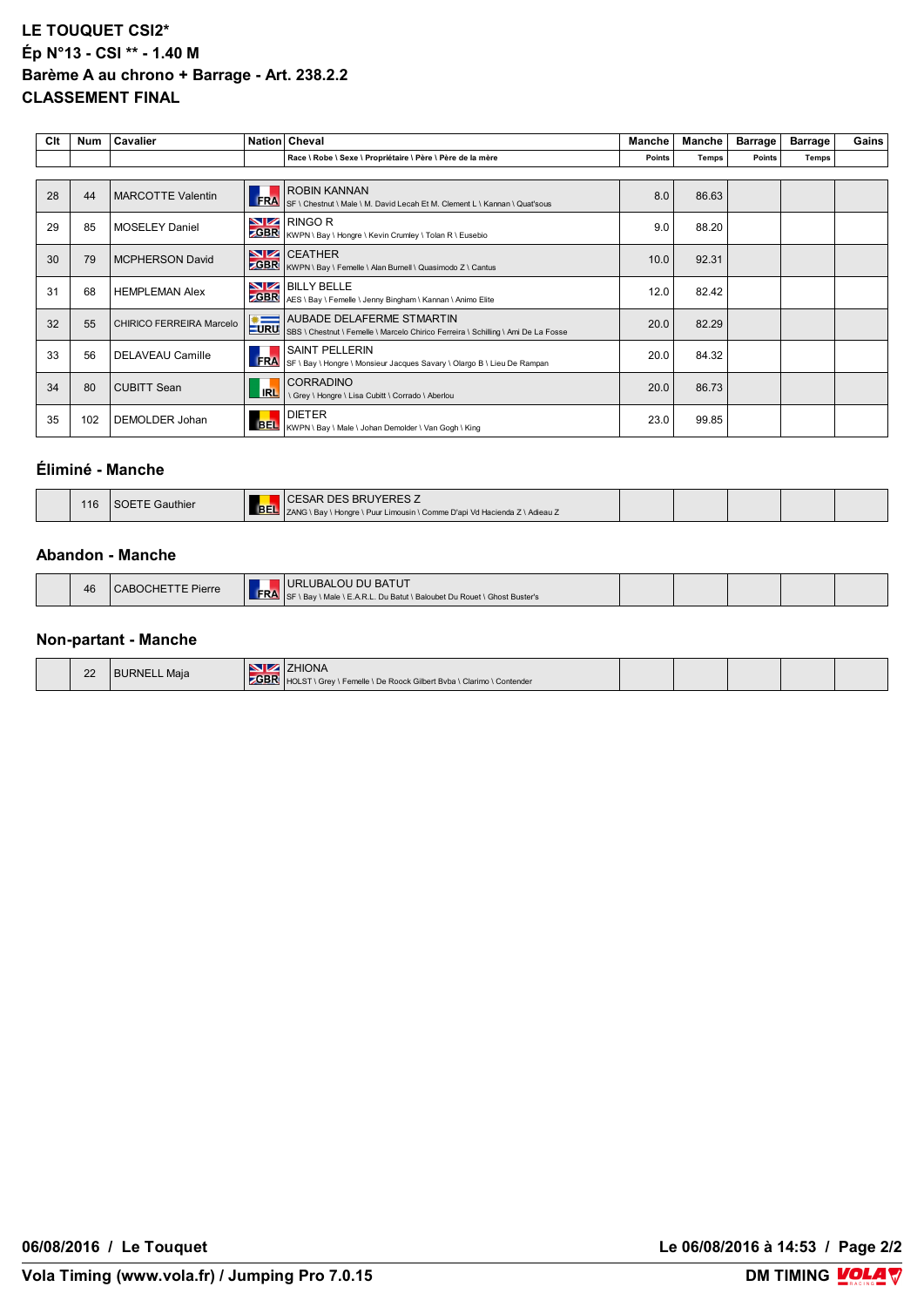# LE TOUQUET CSI2*
## Ép N°13 - CSI ** - 1.40 M
## Barème A au chrono + Barrage - Art. 238.2.2
## CLASSEMENT FINAL

| Clt | Num | Cavalier | Nation | Cheval | Manche | Manche | Barrage | Barrage | Gains |
|---|---|---|---|---|---|---|---|---|---|
| | | | | Race \ Robe \ Sexe \ Propriétaire \ Père \ Père de la mère | Points | Temps | Points | Temps | |
| 28 | 44 | MARCOTTE Valentin | FRA | ROBIN KANNAN<br>SF \ Chestnut \ Male \ M. David Lecah Et M. Clement L \ Kannan \ Quat'sous | 8.0 | 86.63 | | | |
| 29 | 85 | MOSELEY Daniel | GBR | RINGO R<br>KWPN \ Bay \ Hongre \ Kevin Crumley \ Tolan R \ Eusebio | 9.0 | 88.20 | | | |
| 30 | 79 | MCPHERSON David | GBR | CEATHER<br>KWPN \ Bay \ Femelle \ Alan Burnell \ Quasimodo Z \ Cantus | 10.0 | 92.31 | | | |
| 31 | 68 | HEMPLEMAN Alex | GBR | BILLY BELLE<br>AES \ Bay \ Femelle \ Jenny Bingham \ Kannan \ Animo Elite | 12.0 | 82.42 | | | |
| 32 | 55 | CHIRICO FERREIRA Marcelo | URU | AUBADE DELAFERME STMARTIN<br>SBS \ Chestnut \ Femelle \ Marcelo Chirico Ferreira \ Schilling \ Ami De La Fosse | 20.0 | 82.29 | | | |
| 33 | 56 | DELAVEAU Camille | FRA | SAINT PELLERIN<br>SF \ Bay \ Hongre \ Monsieur Jacques Savary \ Olargo B \ Lieu De Rampan | 20.0 | 84.32 | | | |
| 34 | 80 | CUBITT Sean | IRL | CORRADINO<br>\ Grey \ Hongre \ Lisa Cubitt \ Corrado \ Aberlou | 20.0 | 86.73 | | | |
| 35 | 102 | DEMOLDER Johan | BEL | DIETER<br>KWPN \ Bay \ Male \ Johan Demolder \ Van Gogh \ King | 23.0 | 99.85 | | | |

### Éliminé - Manche

| | | | | | | | | | |
|---|---|---|---|---|---|---|---|---|---|
| | 116 | SOETE Gauthier | BEL | CESAR DES BRUYERES Z<br>ZANG \ Bay \ Hongre \ Puur Limousin \ Comme D'api Vd Hacienda Z \ Adieau Z | | | | | |

### Abandon - Manche

| | | | | | | | | | |
|---|---|---|---|---|---|---|---|---|---|
| | 46 | CABOCHETTE Pierre | FRA | URLUBALOU DU BATUT<br>SF \ Bay \ Male \ E.A.R.L. Du Batut \ Baloubet Du Rouet \ Ghost Buster's | | | | | |

### Non-partant - Manche

| | | | | | | | | | |
|---|---|---|---|---|---|---|---|---|---|
| | 22 | BURNELL Maja | GBR | ZHIONA<br>HOLST \ Grey \ Femelle \ De Roock Gilbert Bvba \ Clarimo \ Contender | | | | | |

06/08/2016 / Le Touquet — Le 06/08/2016 à 14:53

Vola Timing (www.vola.fr) / Jumping Pro 7.0.15 — DM TIMING